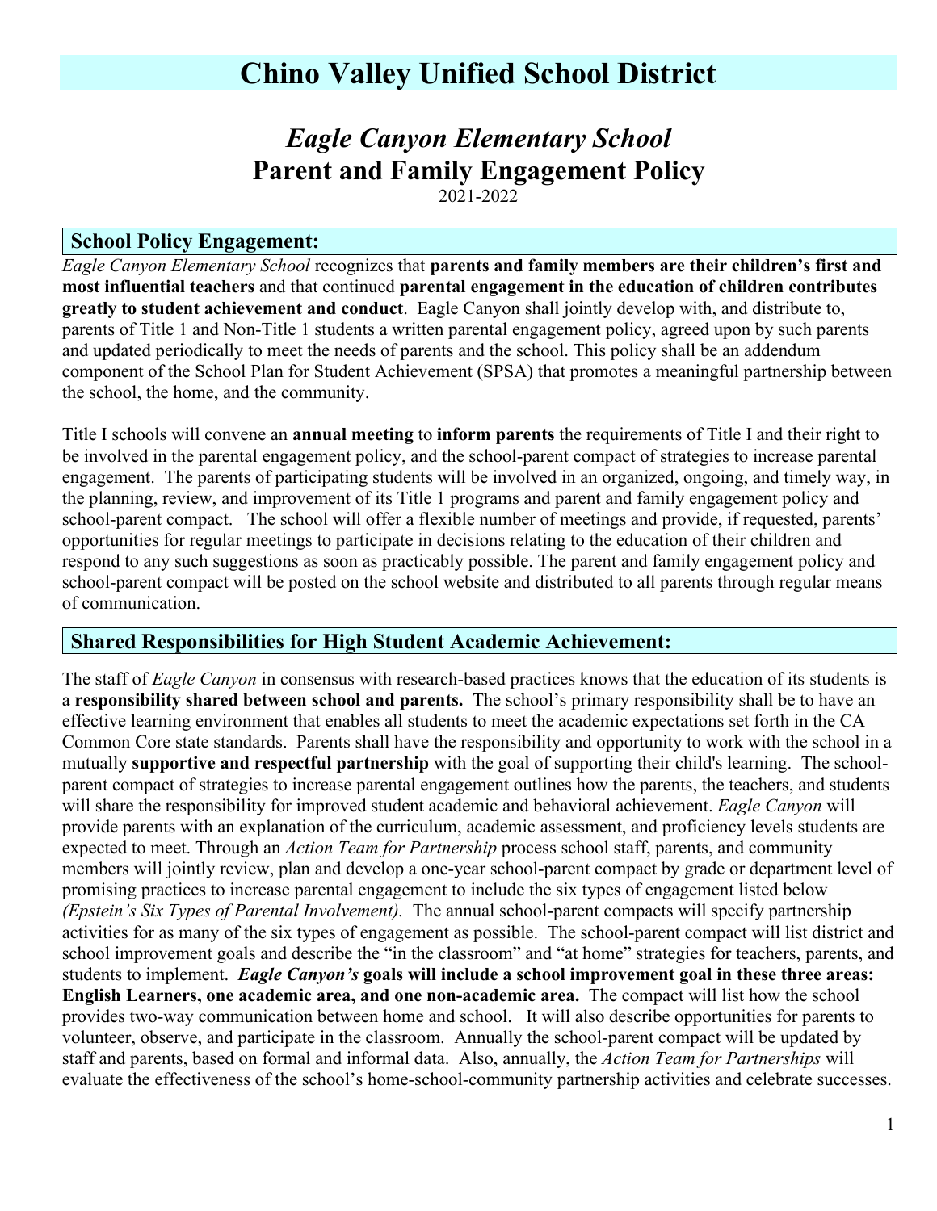# Chino Valley Unified School District

## *Eagle Canyon Elementary School*
## Parent and Family Engagement Policy

2021-2022

### School Policy Engagement:

*Eagle Canyon Elementary School* recognizes that **parents and family members are their children's first and most influential teachers** and that continued **parental engagement in the education of children contributes greatly to student achievement and conduct**. Eagle Canyon shall jointly develop with, and distribute to, parents of Title 1 and Non-Title 1 students a written parental engagement policy, agreed upon by such parents and updated periodically to meet the needs of parents and the school. This policy shall be an addendum component of the School Plan for Student Achievement (SPSA) that promotes a meaningful partnership between the school, the home, and the community.

Title I schools will convene an **annual meeting** to **inform parents** the requirements of Title I and their right to be involved in the parental engagement policy, and the school-parent compact of strategies to increase parental engagement. The parents of participating students will be involved in an organized, ongoing, and timely way, in the planning, review, and improvement of its Title 1 programs and parent and family engagement policy and school-parent compact. The school will offer a flexible number of meetings and provide, if requested, parents' opportunities for regular meetings to participate in decisions relating to the education of their children and respond to any such suggestions as soon as practicably possible. The parent and family engagement policy and school-parent compact will be posted on the school website and distributed to all parents through regular means of communication.

### Shared Responsibilities for High Student Academic Achievement:

The staff of *Eagle Canyon* in consensus with research-based practices knows that the education of its students is a **responsibility shared between school and parents.** The school's primary responsibility shall be to have an effective learning environment that enables all students to meet the academic expectations set forth in the CA Common Core state standards. Parents shall have the responsibility and opportunity to work with the school in a mutually **supportive and respectful partnership** with the goal of supporting their child's learning. The school-parent compact of strategies to increase parental engagement outlines how the parents, the teachers, and students will share the responsibility for improved student academic and behavioral achievement. *Eagle Canyon* will provide parents with an explanation of the curriculum, academic assessment, and proficiency levels students are expected to meet. Through an *Action Team for Partnership* process school staff, parents, and community members will jointly review, plan and develop a one-year school-parent compact by grade or department level of promising practices to increase parental engagement to include the six types of engagement listed below *(Epstein's Six Types of Parental Involvement).* The annual school-parent compacts will specify partnership activities for as many of the six types of engagement as possible. The school-parent compact will list district and school improvement goals and describe the "in the classroom" and "at home" strategies for teachers, parents, and students to implement. ***Eagle Canyon's*** **goals will include a school improvement goal in these three areas: English Learners, one academic area, and one non-academic area.** The compact will list how the school provides two-way communication between home and school. It will also describe opportunities for parents to volunteer, observe, and participate in the classroom. Annually the school-parent compact will be updated by staff and parents, based on formal and informal data. Also, annually, the *Action Team for Partnerships* will evaluate the effectiveness of the school's home-school-community partnership activities and celebrate successes.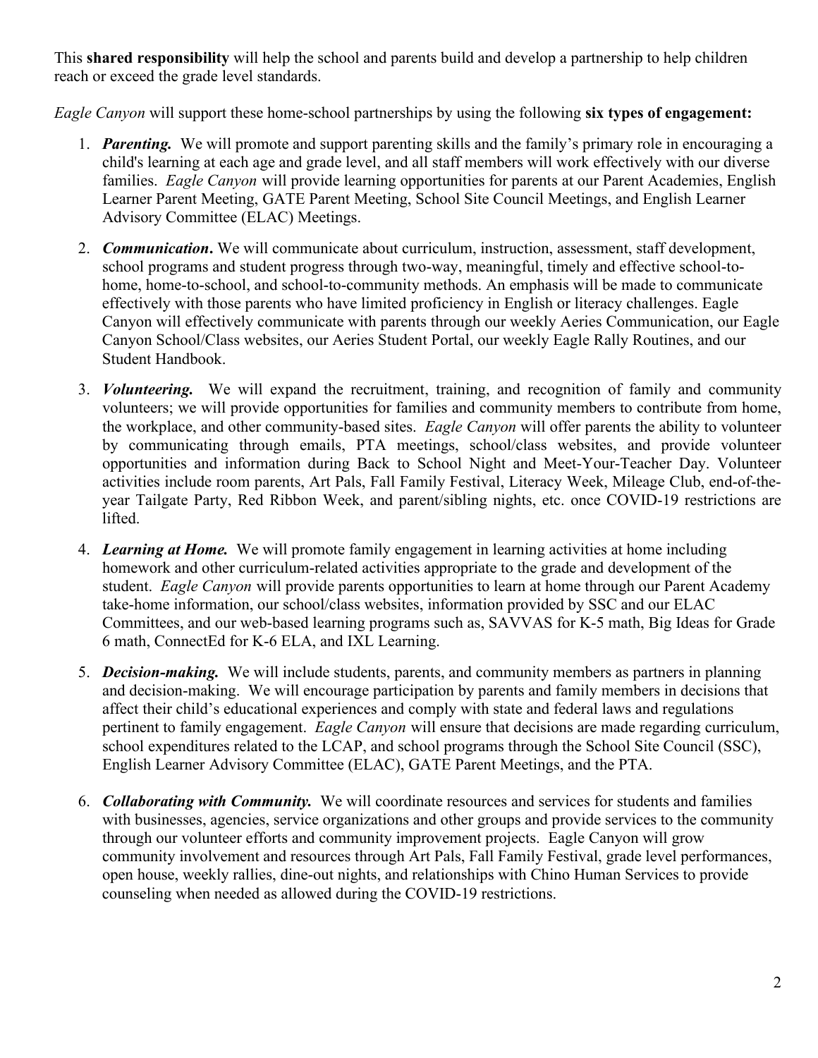This **shared responsibility** will help the school and parents build and develop a partnership to help children reach or exceed the grade level standards.

*Eagle Canyon* will support these home-school partnerships by using the following **six types of engagement:**

1. ***Parenting.*** We will promote and support parenting skills and the family's primary role in encouraging a child's learning at each age and grade level, and all staff members will work effectively with our diverse families. *Eagle Canyon* will provide learning opportunities for parents at our Parent Academies, English Learner Parent Meeting, GATE Parent Meeting, School Site Council Meetings, and English Learner Advisory Committee (ELAC) Meetings.

2. ***Communication*.** We will communicate about curriculum, instruction, assessment, staff development, school programs and student progress through two-way, meaningful, timely and effective school-to-home, home-to-school, and school-to-community methods. An emphasis will be made to communicate effectively with those parents who have limited proficiency in English or literacy challenges. Eagle Canyon will effectively communicate with parents through our weekly Aeries Communication, our Eagle Canyon School/Class websites, our Aeries Student Portal, our weekly Eagle Rally Routines, and our Student Handbook.

3. ***Volunteering.*** We will expand the recruitment, training, and recognition of family and community volunteers; we will provide opportunities for families and community members to contribute from home, the workplace, and other community-based sites. *Eagle Canyon* will offer parents the ability to volunteer by communicating through emails, PTA meetings, school/class websites, and provide volunteer opportunities and information during Back to School Night and Meet-Your-Teacher Day. Volunteer activities include room parents, Art Pals, Fall Family Festival, Literacy Week, Mileage Club, end-of-the-year Tailgate Party, Red Ribbon Week, and parent/sibling nights, etc. once COVID-19 restrictions are lifted.

4. ***Learning at Home.*** We will promote family engagement in learning activities at home including homework and other curriculum-related activities appropriate to the grade and development of the student. *Eagle Canyon* will provide parents opportunities to learn at home through our Parent Academy take-home information, our school/class websites, information provided by SSC and our ELAC Committees, and our web-based learning programs such as, SAVVAS for K-5 math, Big Ideas for Grade 6 math, ConnectEd for K-6 ELA, and IXL Learning.

5. ***Decision-making.*** We will include students, parents, and community members as partners in planning and decision-making. We will encourage participation by parents and family members in decisions that affect their child's educational experiences and comply with state and federal laws and regulations pertinent to family engagement. *Eagle Canyon* will ensure that decisions are made regarding curriculum, school expenditures related to the LCAP, and school programs through the School Site Council (SSC), English Learner Advisory Committee (ELAC), GATE Parent Meetings, and the PTA.

6. ***Collaborating with Community.*** We will coordinate resources and services for students and families with businesses, agencies, service organizations and other groups and provide services to the community through our volunteer efforts and community improvement projects. Eagle Canyon will grow community involvement and resources through Art Pals, Fall Family Festival, grade level performances, open house, weekly rallies, dine-out nights, and relationships with Chino Human Services to provide counseling when needed as allowed during the COVID-19 restrictions.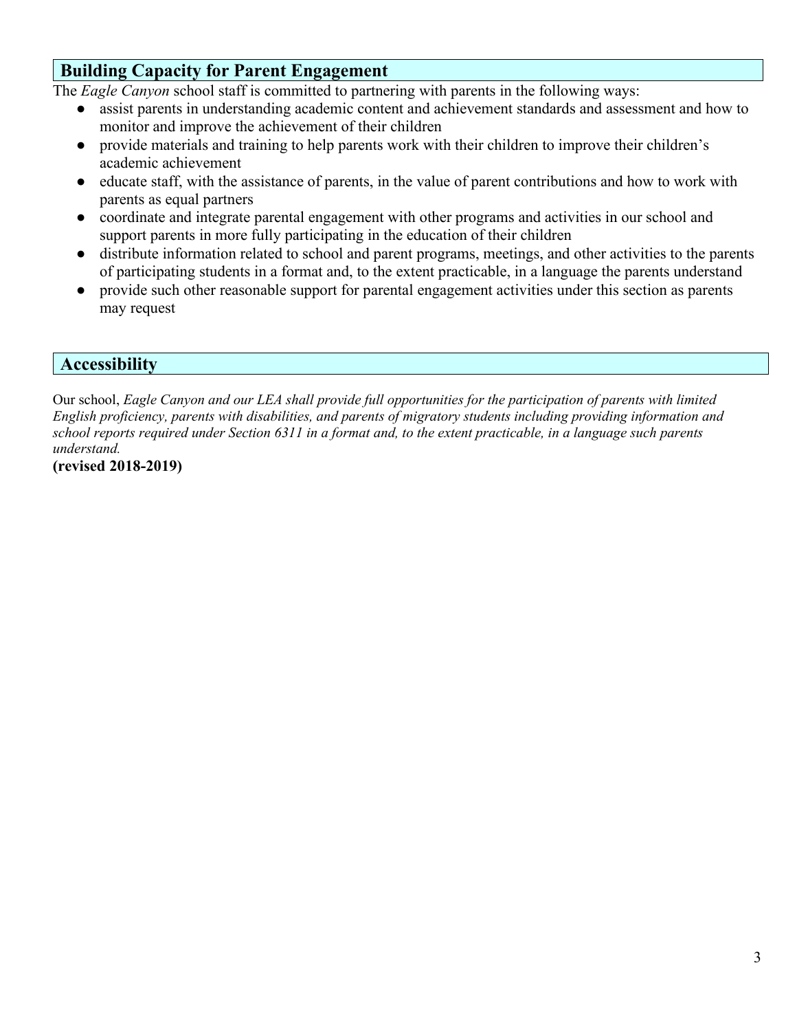## Building Capacity for Parent Engagement

The *Eagle Canyon* school staff is committed to partnering with parents in the following ways:

- assist parents in understanding academic content and achievement standards and assessment and how to monitor and improve the achievement of their children
- provide materials and training to help parents work with their children to improve their children's academic achievement
- educate staff, with the assistance of parents, in the value of parent contributions and how to work with parents as equal partners
- coordinate and integrate parental engagement with other programs and activities in our school and support parents in more fully participating in the education of their children
- distribute information related to school and parent programs, meetings, and other activities to the parents of participating students in a format and, to the extent practicable, in a language the parents understand
- provide such other reasonable support for parental engagement activities under this section as parents may request

## Accessibility

Our school, *Eagle Canyon and our LEA shall provide full opportunities for the participation of parents with limited English proficiency, parents with disabilities, and parents of migratory students including providing information and school reports required under Section 6311 in a format and, to the extent practicable, in a language such parents understand.*

**(revised 2018-2019)**